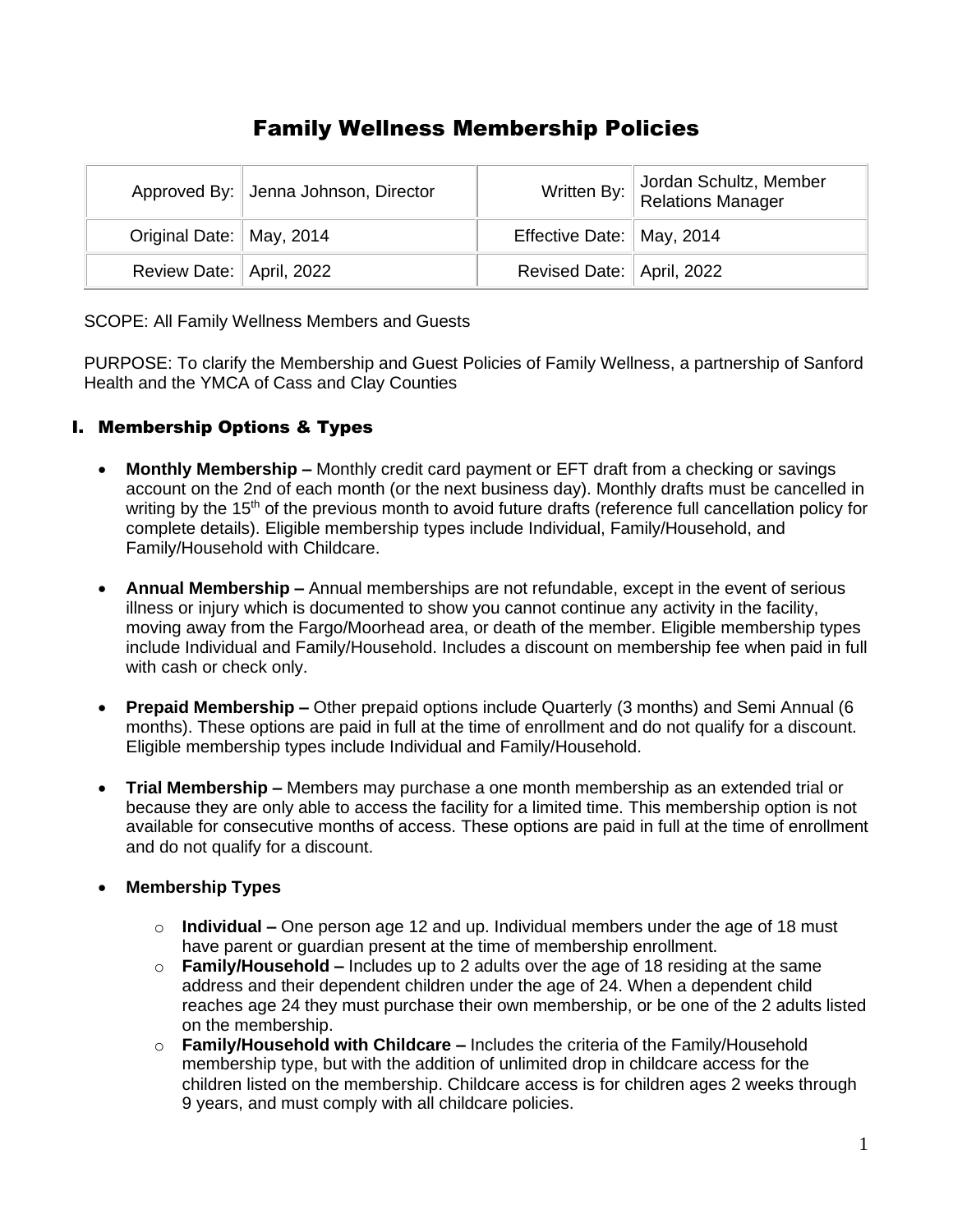# Family Wellness Membership Policies

| | | | |
|---|---|---|---|
| Approved By: | Jenna Johnson, Director | Written By: | Jordan Schultz, Member Relations Manager |
| Original Date: | May, 2014 | Effective Date: | May, 2014 |
| Review Date: | April, 2022 | Revised Date: | April, 2022 |

SCOPE: All Family Wellness Members and Guests

PURPOSE: To clarify the Membership and Guest Policies of Family Wellness, a partnership of Sanford Health and the YMCA of Cass and Clay Counties

## I. Membership Options & Types

- **Monthly Membership –** Monthly credit card payment or EFT draft from a checking or savings account on the 2nd of each month (or the next business day). Monthly drafts must be cancelled in writing by the 15th of the previous month to avoid future drafts (reference full cancellation policy for complete details). Eligible membership types include Individual, Family/Household, and Family/Household with Childcare.

- **Annual Membership –** Annual memberships are not refundable, except in the event of serious illness or injury which is documented to show you cannot continue any activity in the facility, moving away from the Fargo/Moorhead area, or death of the member. Eligible membership types include Individual and Family/Household. Includes a discount on membership fee when paid in full with cash or check only.

- **Prepaid Membership –** Other prepaid options include Quarterly (3 months) and Semi Annual (6 months). These options are paid in full at the time of enrollment and do not qualify for a discount. Eligible membership types include Individual and Family/Household.

- **Trial Membership –** Members may purchase a one month membership as an extended trial or because they are only able to access the facility for a limited time. This membership option is not available for consecutive months of access. These options are paid in full at the time of enrollment and do not qualify for a discount.

- **Membership Types**
  - **Individual –** One person age 12 and up. Individual members under the age of 18 must have parent or guardian present at the time of membership enrollment.
  - **Family/Household –** Includes up to 2 adults over the age of 18 residing at the same address and their dependent children under the age of 24. When a dependent child reaches age 24 they must purchase their own membership, or be one of the 2 adults listed on the membership.
  - **Family/Household with Childcare –** Includes the criteria of the Family/Household membership type, but with the addition of unlimited drop in childcare access for the children listed on the membership. Childcare access is for children ages 2 weeks through 9 years, and must comply with all childcare policies.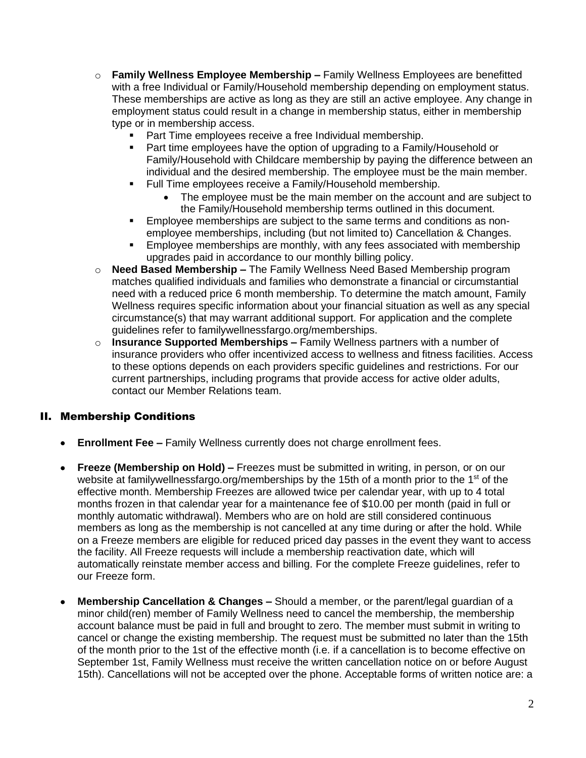- **Family Wellness Employee Membership –** Family Wellness Employees are benefitted with a free Individual or Family/Household membership depending on employment status. These memberships are active as long as they are still an active employee. Any change in employment status could result in a change in membership status, either in membership type or in membership access.
  - Part Time employees receive a free Individual membership.
  - Part time employees have the option of upgrading to a Family/Household or Family/Household with Childcare membership by paying the difference between an individual and the desired membership. The employee must be the main member.
  - Full Time employees receive a Family/Household membership.
    - The employee must be the main member on the account and are subject to the Family/Household membership terms outlined in this document.
  - Employee memberships are subject to the same terms and conditions as non-employee memberships, including (but not limited to) Cancellation & Changes.
  - Employee memberships are monthly, with any fees associated with membership upgrades paid in accordance to our monthly billing policy.
- **Need Based Membership –** The Family Wellness Need Based Membership program matches qualified individuals and families who demonstrate a financial or circumstantial need with a reduced price 6 month membership. To determine the match amount, Family Wellness requires specific information about your financial situation as well as any special circumstance(s) that may warrant additional support. For application and the complete guidelines refer to familywellnessfargo.org/memberships.
- **Insurance Supported Memberships –** Family Wellness partners with a number of insurance providers who offer incentivized access to wellness and fitness facilities. Access to these options depends on each providers specific guidelines and restrictions. For our current partnerships, including programs that provide access for active older adults, contact our Member Relations team.

## II. Membership Conditions

- **Enrollment Fee –** Family Wellness currently does not charge enrollment fees.

- **Freeze (Membership on Hold) –** Freezes must be submitted in writing, in person, or on our website at familywellnessfargo.org/memberships by the 15th of a month prior to the 1st of the effective month. Membership Freezes are allowed twice per calendar year, with up to 4 total months frozen in that calendar year for a maintenance fee of $10.00 per month (paid in full or monthly automatic withdrawal). Members who are on hold are still considered continuous members as long as the membership is not cancelled at any time during or after the hold. While on a Freeze members are eligible for reduced priced day passes in the event they want to access the facility. All Freeze requests will include a membership reactivation date, which will automatically reinstate member access and billing. For the complete Freeze guidelines, refer to our Freeze form.

- **Membership Cancellation & Changes –** Should a member, or the parent/legal guardian of a minor child(ren) member of Family Wellness need to cancel the membership, the membership account balance must be paid in full and brought to zero. The member must submit in writing to cancel or change the existing membership. The request must be submitted no later than the 15th of the month prior to the 1st of the effective month (i.e. if a cancellation is to become effective on September 1st, Family Wellness must receive the written cancellation notice on or before August 15th). Cancellations will not be accepted over the phone. Acceptable forms of written notice are: a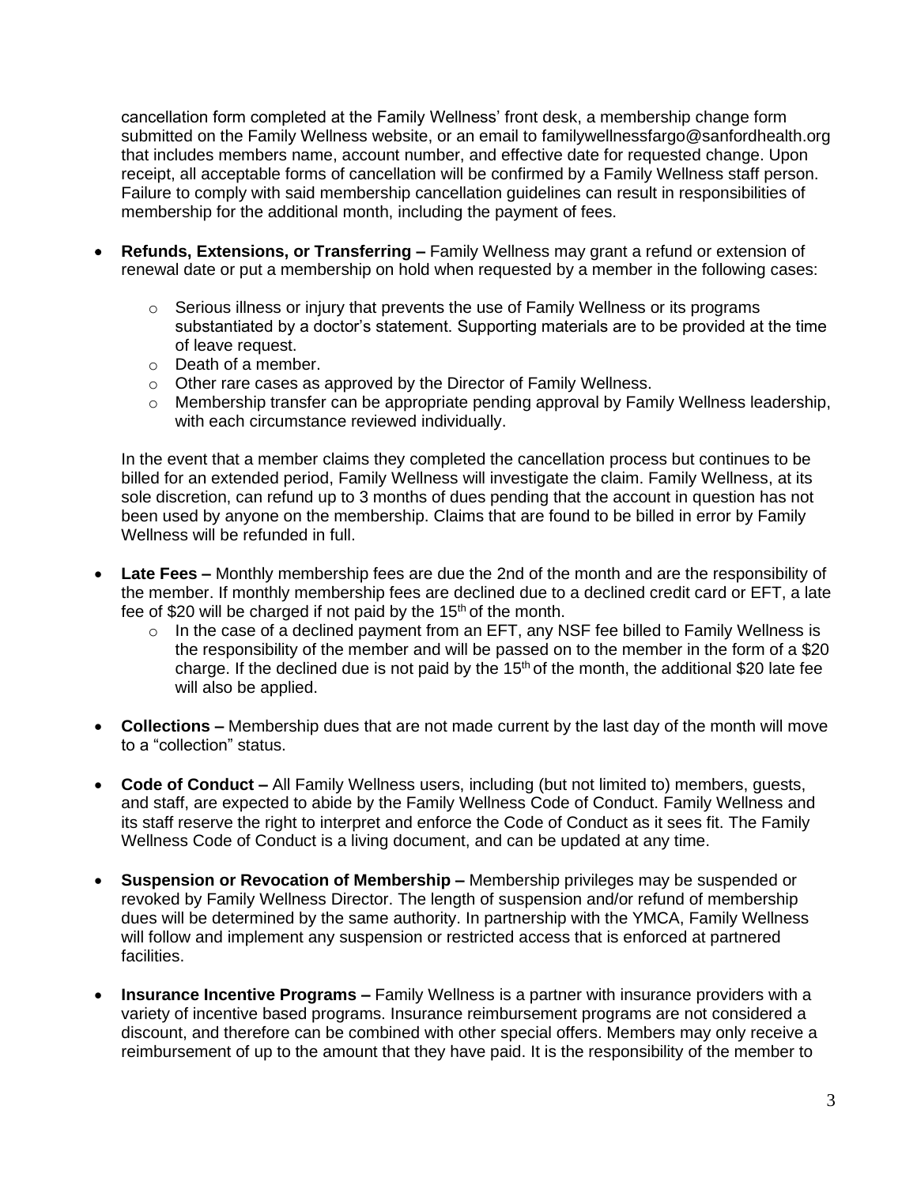cancellation form completed at the Family Wellness' front desk, a membership change form submitted on the Family Wellness website, or an email to familywellnessfargo@sanfordhealth.org that includes members name, account number, and effective date for requested change. Upon receipt, all acceptable forms of cancellation will be confirmed by a Family Wellness staff person. Failure to comply with said membership cancellation guidelines can result in responsibilities of membership for the additional month, including the payment of fees.

- **Refunds, Extensions, or Transferring –** Family Wellness may grant a refund or extension of renewal date or put a membership on hold when requested by a member in the following cases:

    - Serious illness or injury that prevents the use of Family Wellness or its programs substantiated by a doctor's statement. Supporting materials are to be provided at the time of leave request.
    - Death of a member.
    - Other rare cases as approved by the Director of Family Wellness.
    - Membership transfer can be appropriate pending approval by Family Wellness leadership, with each circumstance reviewed individually.

    In the event that a member claims they completed the cancellation process but continues to be billed for an extended period, Family Wellness will investigate the claim. Family Wellness, at its sole discretion, can refund up to 3 months of dues pending that the account in question has not been used by anyone on the membership. Claims that are found to be billed in error by Family Wellness will be refunded in full.

- **Late Fees –** Monthly membership fees are due the 2nd of the month and are the responsibility of the member. If monthly membership fees are declined due to a declined credit card or EFT, a late fee of $20 will be charged if not paid by the 15th of the month.
    - In the case of a declined payment from an EFT, any NSF fee billed to Family Wellness is the responsibility of the member and will be passed on to the member in the form of a $20 charge. If the declined due is not paid by the 15th of the month, the additional $20 late fee will also be applied.

- **Collections –** Membership dues that are not made current by the last day of the month will move to a "collection" status.

- **Code of Conduct –** All Family Wellness users, including (but not limited to) members, guests, and staff, are expected to abide by the Family Wellness Code of Conduct. Family Wellness and its staff reserve the right to interpret and enforce the Code of Conduct as it sees fit. The Family Wellness Code of Conduct is a living document, and can be updated at any time.

- **Suspension or Revocation of Membership –** Membership privileges may be suspended or revoked by Family Wellness Director. The length of suspension and/or refund of membership dues will be determined by the same authority. In partnership with the YMCA, Family Wellness will follow and implement any suspension or restricted access that is enforced at partnered facilities.

- **Insurance Incentive Programs –** Family Wellness is a partner with insurance providers with a variety of incentive based programs. Insurance reimbursement programs are not considered a discount, and therefore can be combined with other special offers. Members may only receive a reimbursement of up to the amount that they have paid. It is the responsibility of the member to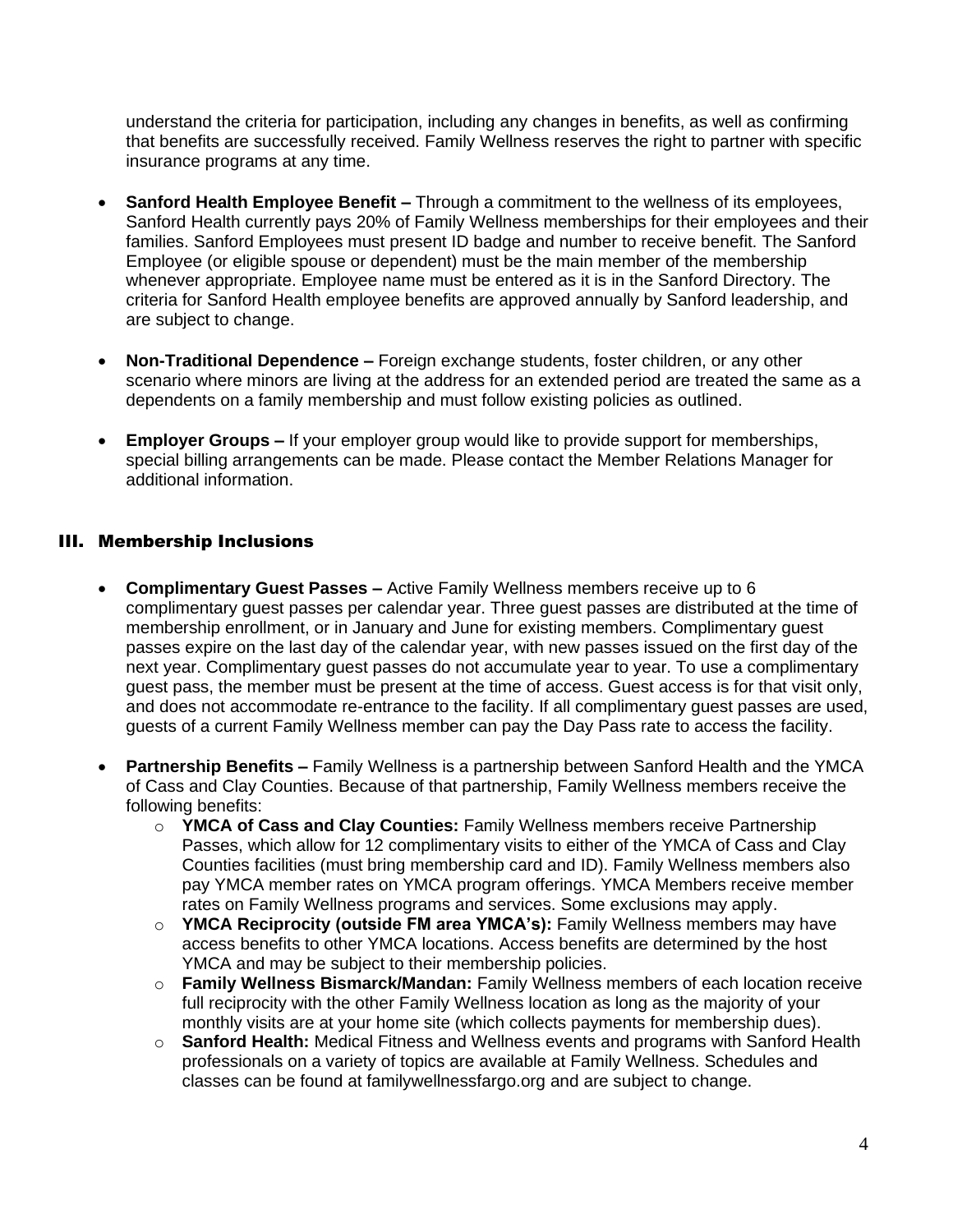understand the criteria for participation, including any changes in benefits, as well as confirming that benefits are successfully received. Family Wellness reserves the right to partner with specific insurance programs at any time.

- **Sanford Health Employee Benefit –** Through a commitment to the wellness of its employees, Sanford Health currently pays 20% of Family Wellness memberships for their employees and their families. Sanford Employees must present ID badge and number to receive benefit. The Sanford Employee (or eligible spouse or dependent) must be the main member of the membership whenever appropriate. Employee name must be entered as it is in the Sanford Directory. The criteria for Sanford Health employee benefits are approved annually by Sanford leadership, and are subject to change.

- **Non-Traditional Dependence –** Foreign exchange students, foster children, or any other scenario where minors are living at the address for an extended period are treated the same as a dependents on a family membership and must follow existing policies as outlined.

- **Employer Groups –** If your employer group would like to provide support for memberships, special billing arrangements can be made. Please contact the Member Relations Manager for additional information.

## III. Membership Inclusions

- **Complimentary Guest Passes –** Active Family Wellness members receive up to 6 complimentary guest passes per calendar year. Three guest passes are distributed at the time of membership enrollment, or in January and June for existing members. Complimentary guest passes expire on the last day of the calendar year, with new passes issued on the first day of the next year. Complimentary guest passes do not accumulate year to year. To use a complimentary guest pass, the member must be present at the time of access. Guest access is for that visit only, and does not accommodate re-entrance to the facility. If all complimentary guest passes are used, guests of a current Family Wellness member can pay the Day Pass rate to access the facility.

- **Partnership Benefits –** Family Wellness is a partnership between Sanford Health and the YMCA of Cass and Clay Counties. Because of that partnership, Family Wellness members receive the following benefits:
  - **YMCA of Cass and Clay Counties:** Family Wellness members receive Partnership Passes, which allow for 12 complimentary visits to either of the YMCA of Cass and Clay Counties facilities (must bring membership card and ID). Family Wellness members also pay YMCA member rates on YMCA program offerings. YMCA Members receive member rates on Family Wellness programs and services. Some exclusions may apply.
  - **YMCA Reciprocity (outside FM area YMCA's):** Family Wellness members may have access benefits to other YMCA locations. Access benefits are determined by the host YMCA and may be subject to their membership policies.
  - **Family Wellness Bismarck/Mandan:** Family Wellness members of each location receive full reciprocity with the other Family Wellness location as long as the majority of your monthly visits are at your home site (which collects payments for membership dues).
  - **Sanford Health:** Medical Fitness and Wellness events and programs with Sanford Health professionals on a variety of topics are available at Family Wellness. Schedules and classes can be found at familywellnessfargo.org and are subject to change.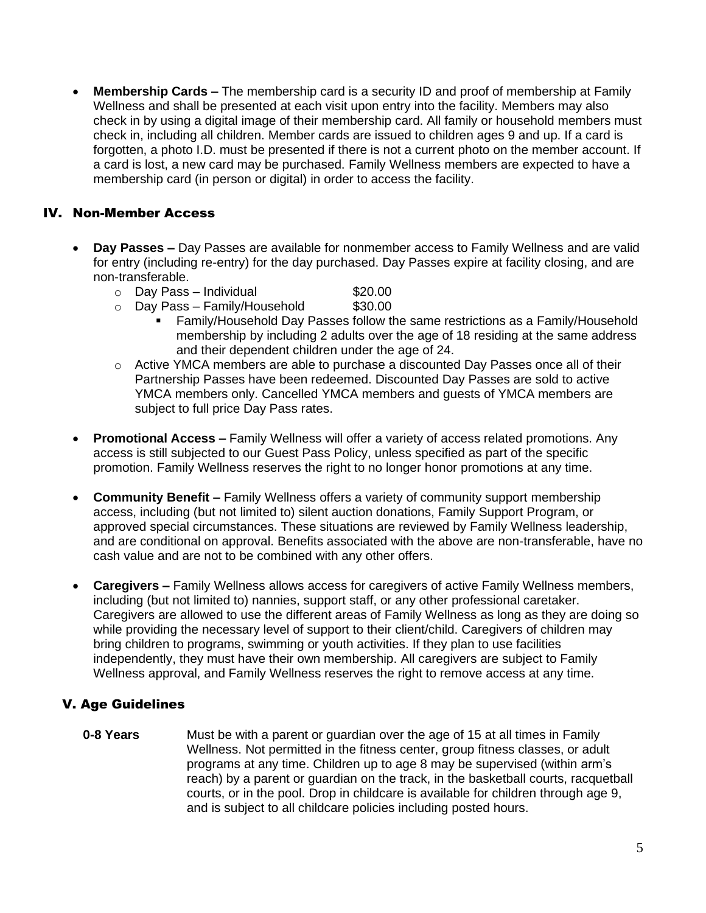- **Membership Cards –** The membership card is a security ID and proof of membership at Family Wellness and shall be presented at each visit upon entry into the facility. Members may also check in by using a digital image of their membership card. All family or household members must check in, including all children. Member cards are issued to children ages 9 and up. If a card is forgotten, a photo I.D. must be presented if there is not a current photo on the member account. If a card is lost, a new card may be purchased. Family Wellness members are expected to have a membership card (in person or digital) in order to access the facility.

## IV. Non-Member Access

- **Day Passes –** Day Passes are available for nonmember access to Family Wellness and are valid for entry (including re-entry) for the day purchased. Day Passes expire at facility closing, and are non-transferable.
  - Day Pass – Individual $20.00
  - Day Pass – Family/Household $30.00
    - Family/Household Day Passes follow the same restrictions as a Family/Household membership by including 2 adults over the age of 18 residing at the same address and their dependent children under the age of 24.
  - Active YMCA members are able to purchase a discounted Day Passes once all of their Partnership Passes have been redeemed. Discounted Day Passes are sold to active YMCA members only. Cancelled YMCA members and guests of YMCA members are subject to full price Day Pass rates.

- **Promotional Access –** Family Wellness will offer a variety of access related promotions. Any access is still subjected to our Guest Pass Policy, unless specified as part of the specific promotion. Family Wellness reserves the right to no longer honor promotions at any time.

- **Community Benefit –** Family Wellness offers a variety of community support membership access, including (but not limited to) silent auction donations, Family Support Program, or approved special circumstances. These situations are reviewed by Family Wellness leadership, and are conditional on approval. Benefits associated with the above are non-transferable, have no cash value and are not to be combined with any other offers.

- **Caregivers –** Family Wellness allows access for caregivers of active Family Wellness members, including (but not limited to) nannies, support staff, or any other professional caretaker. Caregivers are allowed to use the different areas of Family Wellness as long as they are doing so while providing the necessary level of support to their client/child. Caregivers of children may bring children to programs, swimming or youth activities. If they plan to use facilities independently, they must have their own membership. All caregivers are subject to Family Wellness approval, and Family Wellness reserves the right to remove access at any time.

## V. Age Guidelines

**0-8 Years** Must be with a parent or guardian over the age of 15 at all times in Family Wellness. Not permitted in the fitness center, group fitness classes, or adult programs at any time. Children up to age 8 may be supervised (within arm's reach) by a parent or guardian on the track, in the basketball courts, racquetball courts, or in the pool. Drop in childcare is available for children through age 9, and is subject to all childcare policies including posted hours.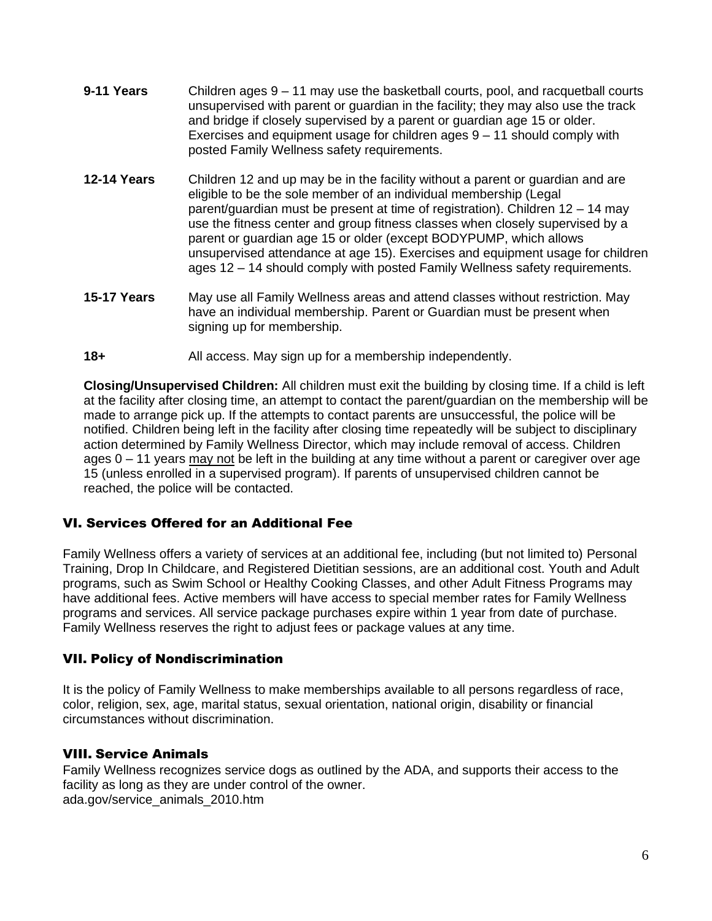**9-11 Years** Children ages 9 – 11 may use the basketball courts, pool, and racquetball courts unsupervised with parent or guardian in the facility; they may also use the track and bridge if closely supervised by a parent or guardian age 15 or older. Exercises and equipment usage for children ages 9 – 11 should comply with posted Family Wellness safety requirements.

**12-14 Years** Children 12 and up may be in the facility without a parent or guardian and are eligible to be the sole member of an individual membership (Legal parent/guardian must be present at time of registration). Children 12 – 14 may use the fitness center and group fitness classes when closely supervised by a parent or guardian age 15 or older (except BODYPUMP, which allows unsupervised attendance at age 15). Exercises and equipment usage for children ages 12 – 14 should comply with posted Family Wellness safety requirements.

**15-17 Years** May use all Family Wellness areas and attend classes without restriction. May have an individual membership. Parent or Guardian must be present when signing up for membership.

**18+** All access. May sign up for a membership independently.

**Closing/Unsupervised Children:** All children must exit the building by closing time. If a child is left at the facility after closing time, an attempt to contact the parent/guardian on the membership will be made to arrange pick up. If the attempts to contact parents are unsuccessful, the police will be notified. Children being left in the facility after closing time repeatedly will be subject to disciplinary action determined by Family Wellness Director, which may include removal of access. Children ages 0 – 11 years <u>may not</u> be left in the building at any time without a parent or caregiver over age 15 (unless enrolled in a supervised program). If parents of unsupervised children cannot be reached, the police will be contacted.

## VI. Services Offered for an Additional Fee

Family Wellness offers a variety of services at an additional fee, including (but not limited to) Personal Training, Drop In Childcare, and Registered Dietitian sessions, are an additional cost. Youth and Adult programs, such as Swim School or Healthy Cooking Classes, and other Adult Fitness Programs may have additional fees. Active members will have access to special member rates for Family Wellness programs and services. All service package purchases expire within 1 year from date of purchase. Family Wellness reserves the right to adjust fees or package values at any time.

## VII. Policy of Nondiscrimination

It is the policy of Family Wellness to make memberships available to all persons regardless of race, color, religion, sex, age, marital status, sexual orientation, national origin, disability or financial circumstances without discrimination.

## VIII. Service Animals

Family Wellness recognizes service dogs as outlined by the ADA, and supports their access to the facility as long as they are under control of the owner.
ada.gov/service_animals_2010.htm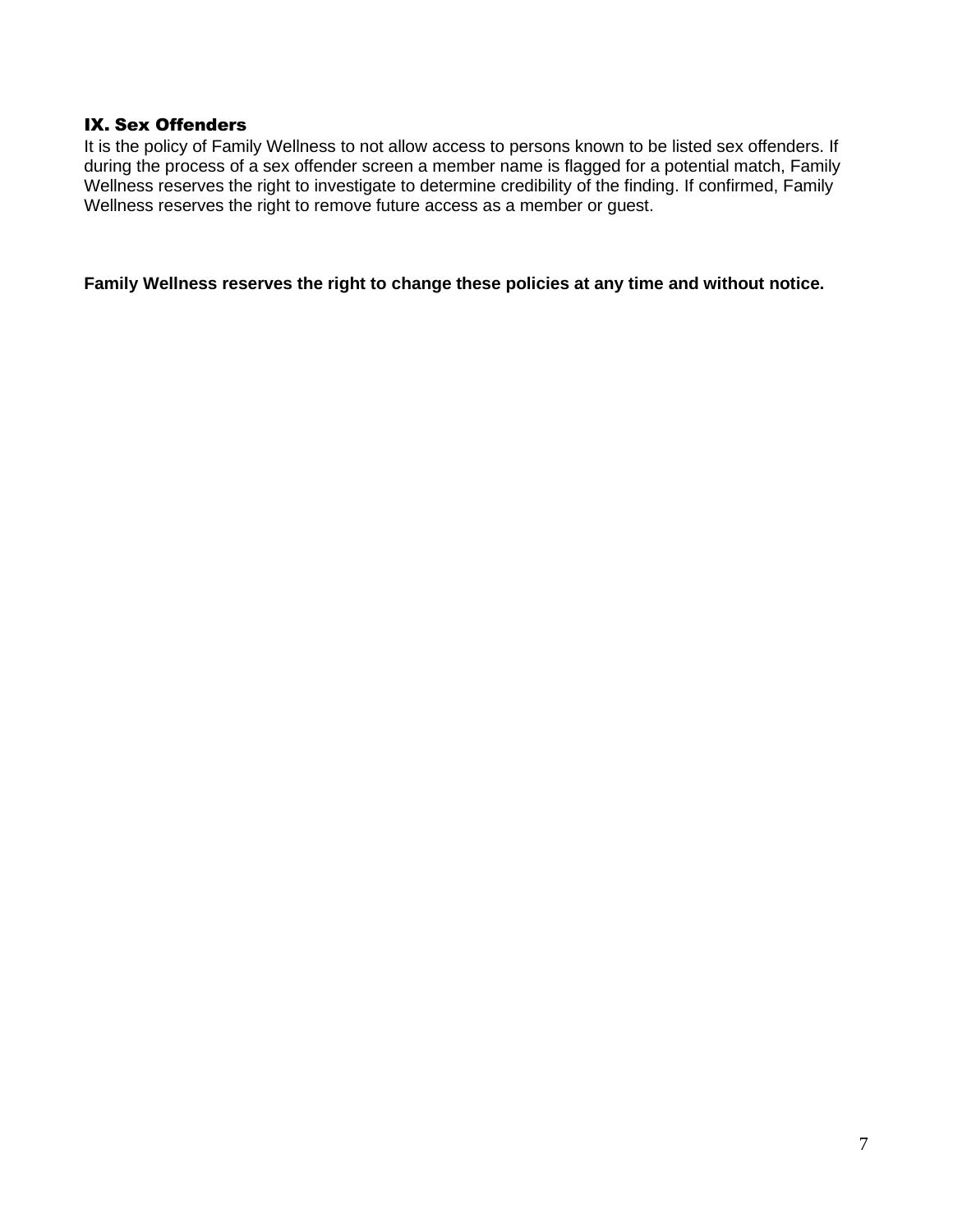## IX. Sex Offenders

It is the policy of Family Wellness to not allow access to persons known to be listed sex offenders. If during the process of a sex offender screen a member name is flagged for a potential match, Family Wellness reserves the right to investigate to determine credibility of the finding. If confirmed, Family Wellness reserves the right to remove future access as a member or guest.

**Family Wellness reserves the right to change these policies at any time and without notice.**